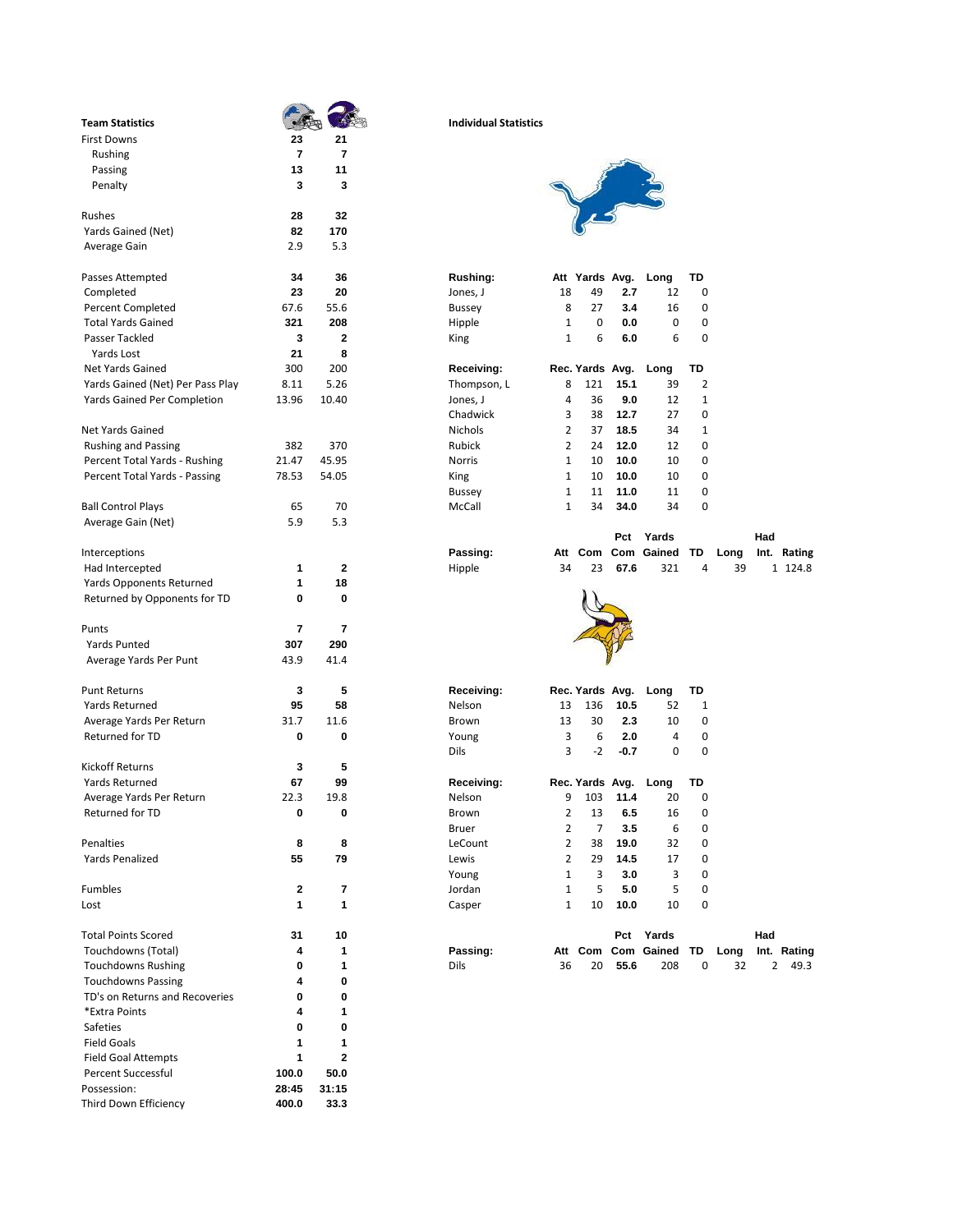## Team Statistics

| Team Statistics | Lions | Vikings |
|---|---|---|
| First Downs | 23 | 21 |
| Rushing | 7 | 7 |
| Passing | 13 | 11 |
| Penalty | 3 | 3 |
| | | |
| Rushes | 28 | 32 |
| Yards Gained (Net) | 82 | 170 |
| Average Gain | 2.9 | 5.3 |
| | | |
| Passes Attempted | 34 | 36 |
| Completed | 23 | 20 |
| Percent Completed | 67.6 | 55.6 |
| Total Yards Gained | 321 | 208 |
| Passer Tackled | 3 | 2 |
| Yards Lost | 21 | 8 |
| Net Yards Gained | 300 | 200 |
| Yards Gained (Net) Per Pass Play | 8.11 | 5.26 |
| Yards Gained Per Completion | 13.96 | 10.40 |
| | | |
| Net Yards Gained | | |
| Rushing and Passing | 382 | 370 |
| Percent Total Yards - Rushing | 21.47 | 45.95 |
| Percent Total Yards - Passing | 78.53 | 54.05 |
| | | |
| Ball Control Plays | 65 | 70 |
| Average Gain (Net) | 5.9 | 5.3 |
| | | |
| Interceptions | | |
| Had Intercepted | 1 | 2 |
| Yards Opponents Returned | 1 | 18 |
| Returned by Opponents for TD | 0 | 0 |
| | | |
| Punts | 7 | 7 |
| Yards Punted | 307 | 290 |
| Average Yards Per Punt | 43.9 | 41.4 |
| | | |
| Punt Returns | 3 | 5 |
| Yards Returned | 95 | 58 |
| Average Yards Per Return | 31.7 | 11.6 |
| Returned for TD | 0 | 0 |
| | | |
| Kickoff Returns | 3 | 5 |
| Yards Returned | 67 | 99 |
| Average Yards Per Return | 22.3 | 19.8 |
| Returned for TD | 0 | 0 |
| | | |
| Penalties | 8 | 8 |
| Yards Penalized | 55 | 79 |
| | | |
| Fumbles | 2 | 7 |
| Lost | 1 | 1 |
| | | |
| Total Points Scored | 31 | 10 |
| Touchdowns (Total) | 4 | 1 |
| Touchdowns Rushing | 0 | 1 |
| Touchdowns Passing | 4 | 0 |
| TD's on Returns and Recoveries | 0 | 0 |
| *Extra Points | 4 | 1 |
| Safeties | 0 | 0 |
| Field Goals | 1 | 1 |
| Field Goal Attempts | 1 | 2 |
| Percent Successful | 100.0 | 50.0 |
| Possession: | 28:45 | 31:15 |
| Third Down Efficiency | 400.0 | 33.3 |

## Individual Statistics

### Lions

| Rushing: | Att | Yards | Avg. | Long | TD |
|---|---|---|---|---|---|
| Jones, J | 18 | 49 | 2.7 | 12 | 0 |
| Bussey | 8 | 27 | 3.4 | 16 | 0 |
| Hipple | 1 | 0 | 0.0 | 0 | 0 |
| King | 1 | 6 | 6.0 | 6 | 0 |

| Receiving: | Rec. | Yards | Avg. | Long | TD |
|---|---|---|---|---|---|
| Thompson, L | 8 | 121 | 15.1 | 39 | 2 |
| Jones, J | 4 | 36 | 9.0 | 12 | 1 |
| Chadwick | 3 | 38 | 12.7 | 27 | 0 |
| Nichols | 2 | 37 | 18.5 | 34 | 1 |
| Rubick | 2 | 24 | 12.0 | 12 | 0 |
| Norris | 1 | 10 | 10.0 | 10 | 0 |
| King | 1 | 10 | 10.0 | 10 | 0 |
| Bussey | 1 | 11 | 11.0 | 11 | 0 |
| McCall | 1 | 34 | 34.0 | 34 | 0 |

| Passing: | Att | Com | Pct Com | Yards Gained | TD | Long | Had Int. | Rating |
|---|---|---|---|---|---|---|---|---|
| Hipple | 34 | 23 | 67.6 | 321 | 4 | 39 | 1 | 124.8 |

### Vikings

| Receiving: | Rec. | Yards | Avg. | Long | TD |
|---|---|---|---|---|---|
| Nelson | 13 | 136 | 10.5 | 52 | 1 |
| Brown | 13 | 30 | 2.3 | 10 | 0 |
| Young | 3 | 6 | 2.0 | 4 | 0 |
| Dils | 3 | -2 | -0.7 | 0 | 0 |

| Receiving: | Rec. | Yards | Avg. | Long | TD |
|---|---|---|---|---|---|
| Nelson | 9 | 103 | 11.4 | 20 | 0 |
| Brown | 2 | 13 | 6.5 | 16 | 0 |
| Bruer | 2 | 7 | 3.5 | 6 | 0 |
| LeCount | 2 | 38 | 19.0 | 32 | 0 |
| Lewis | 2 | 29 | 14.5 | 17 | 0 |
| Young | 1 | 3 | 3.0 | 3 | 0 |
| Jordan | 1 | 5 | 5.0 | 5 | 0 |
| Casper | 1 | 10 | 10.0 | 10 | 0 |

| Passing: | Att | Com | Pct Com | Yards Gained | TD | Long | Had Int. | Rating |
|---|---|---|---|---|---|---|---|---|
| Dils | 36 | 20 | 55.6 | 208 | 0 | 32 | 2 | 49.3 |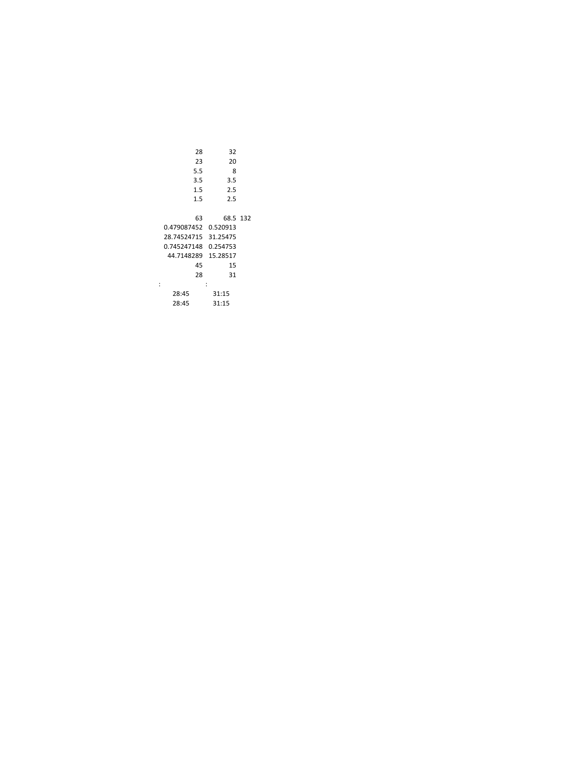| | | |
|---|---|---|
| 28 | 32 | |
| 23 | 20 | |
| 5.5 | 8 | |
| 3.5 | 3.5 | |
| 1.5 | 2.5 | |
| 1.5 | 2.5 | |
| | | |
| 63 | 68.5 | 132 |
| 0.479087452 | 0.520913 | |
| 28.74524715 | 31.25475 | |
| 0.745247148 | 0.254753 | |
| 44.7148289 | 15.28517 | |
| 45 | 15 | |
| 28 | 31 | |
| : | : | |
| 28:45 | 31:15 | |
| 28:45 | 31:15 | |